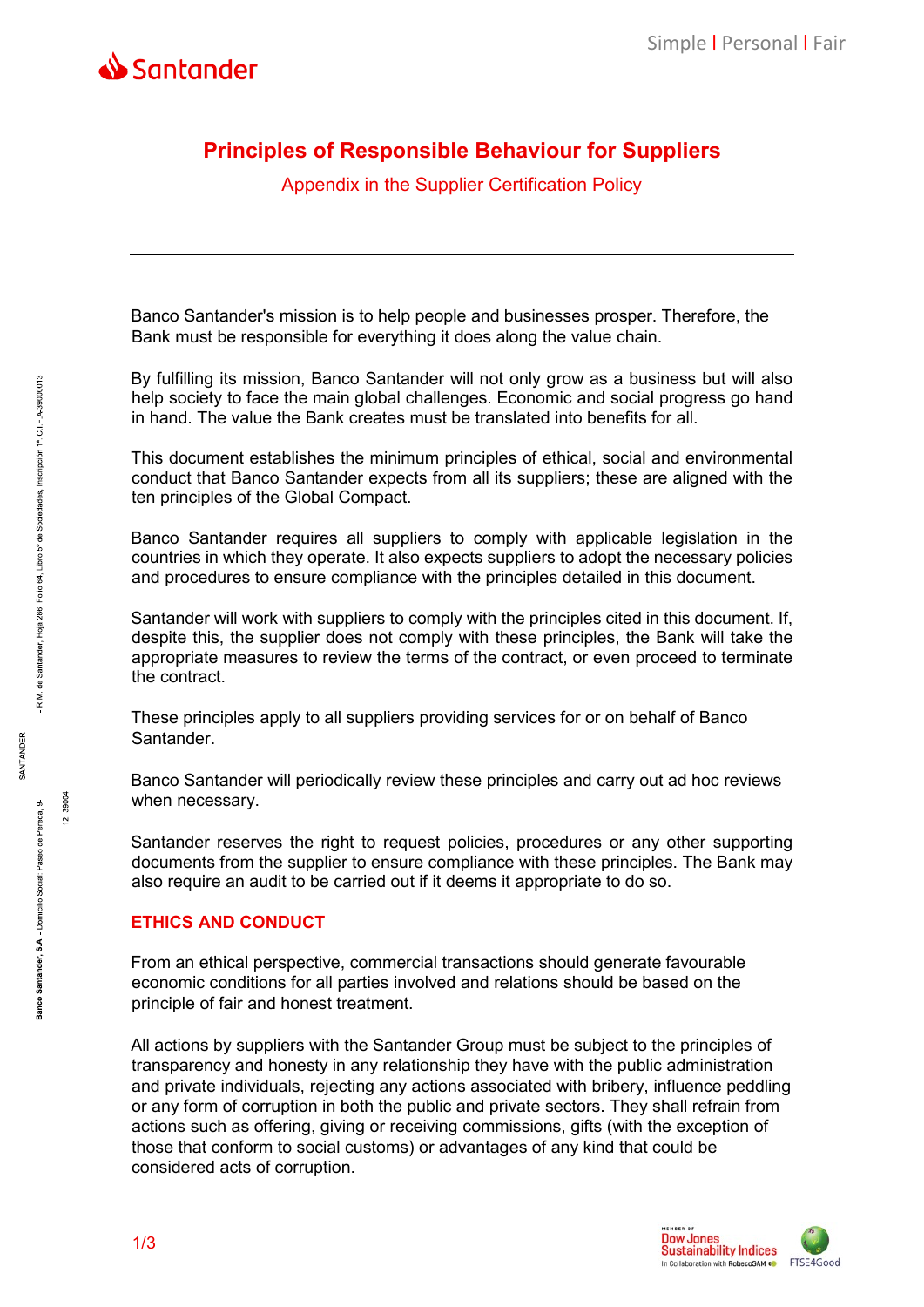# Principles of Responsible Behaviour for Suppliers

Appendix in the Supplier Certification Policy

---

Banco Santander's mission is to help people and businesses prosper. Therefore, the Bank must be responsible for everything it does along the value chain.

By fulfilling its mission, Banco Santander will not only grow as a business but will also help society to face the main global challenges. Economic and social progress go hand in hand. The value the Bank creates must be translated into benefits for all.

This document establishes the minimum principles of ethical, social and environmental conduct that Banco Santander expects from all its suppliers; these are aligned with the ten principles of the Global Compact.

Banco Santander requires all suppliers to comply with applicable legislation in the countries in which they operate. It also expects suppliers to adopt the necessary policies and procedures to ensure compliance with the principles detailed in this document.

Santander will work with suppliers to comply with the principles cited in this document. If, despite this, the supplier does not comply with these principles, the Bank will take the appropriate measures to review the terms of the contract, or even proceed to terminate the contract.

These principles apply to all suppliers providing services for or on behalf of Banco Santander.

Banco Santander will periodically review these principles and carry out ad hoc reviews when necessary.

Santander reserves the right to request policies, procedures or any other supporting documents from the supplier to ensure compliance with these principles. The Bank may also require an audit to be carried out if it deems it appropriate to do so.

## ETHICS AND CONDUCT

From an ethical perspective, commercial transactions should generate favourable economic conditions for all parties involved and relations should be based on the principle of fair and honest treatment.

All actions by suppliers with the Santander Group must be subject to the principles of transparency and honesty in any relationship they have with the public administration and private individuals, rejecting any actions associated with bribery, influence peddling or any form of corruption in both the public and private sectors. They shall refrain from actions such as offering, giving or receiving commissions, gifts (with the exception of those that conform to social customs) or advantages of any kind that could be considered acts of corruption.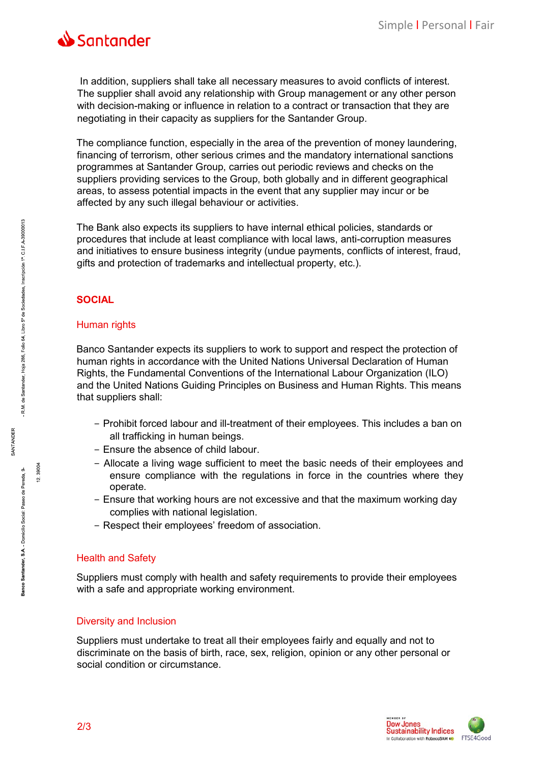In addition, suppliers shall take all necessary measures to avoid conflicts of interest. The supplier shall avoid any relationship with Group management or any other person with decision-making or influence in relation to a contract or transaction that they are negotiating in their capacity as suppliers for the Santander Group.

The compliance function, especially in the area of the prevention of money laundering, financing of terrorism, other serious crimes and the mandatory international sanctions programmes at Santander Group, carries out periodic reviews and checks on the suppliers providing services to the Group, both globally and in different geographical areas, to assess potential impacts in the event that any supplier may incur or be affected by any such illegal behaviour or activities.

The Bank also expects its suppliers to have internal ethical policies, standards or procedures that include at least compliance with local laws, anti-corruption measures and initiatives to ensure business integrity (undue payments, conflicts of interest, fraud, gifts and protection of trademarks and intellectual property, etc.).

## SOCIAL

### Human rights

Banco Santander expects its suppliers to work to support and respect the protection of human rights in accordance with the United Nations Universal Declaration of Human Rights, the Fundamental Conventions of the International Labour Organization (ILO) and the United Nations Guiding Principles on Business and Human Rights. This means that suppliers shall:

- Prohibit forced labour and ill-treatment of their employees. This includes a ban on all trafficking in human beings.
- Ensure the absence of child labour.
- Allocate a living wage sufficient to meet the basic needs of their employees and ensure compliance with the regulations in force in the countries where they operate.
- Ensure that working hours are not excessive and that the maximum working day complies with national legislation.
- Respect their employees' freedom of association.

### Health and Safety

Suppliers must comply with health and safety requirements to provide their employees with a safe and appropriate working environment.

### Diversity and Inclusion

Suppliers must undertake to treat all their employees fairly and equally and not to discriminate on the basis of birth, race, sex, religion, opinion or any other personal or social condition or circumstance.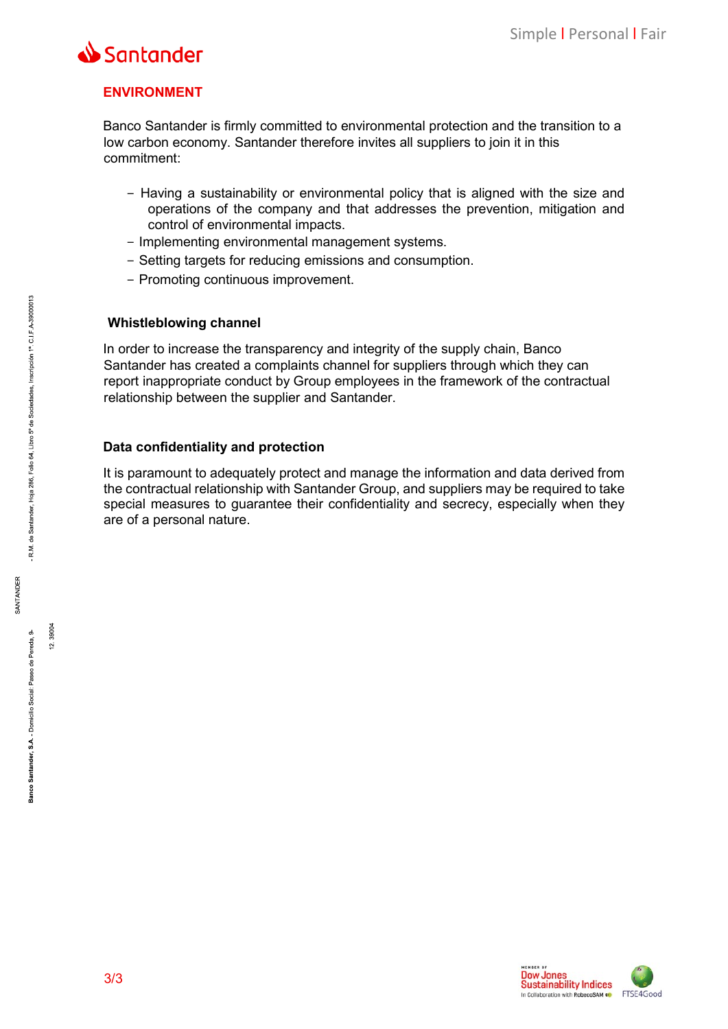## ENVIRONMENT

Banco Santander is firmly committed to environmental protection and the transition to a low carbon economy. Santander therefore invites all suppliers to join it in this commitment:

- Having a sustainability or environmental policy that is aligned with the size and operations of the company and that addresses the prevention, mitigation and control of environmental impacts.
- Implementing environmental management systems.
- Setting targets for reducing emissions and consumption.
- Promoting continuous improvement.

### Whistleblowing channel

In order to increase the transparency and integrity of the supply chain, Banco Santander has created a complaints channel for suppliers through which they can report inappropriate conduct by Group employees in the framework of the contractual relationship between the supplier and Santander.

### Data confidentiality and protection

It is paramount to adequately protect and manage the information and data derived from the contractual relationship with Santander Group, and suppliers may be required to take special measures to guarantee their confidentiality and secrecy, especially when they are of a personal nature.